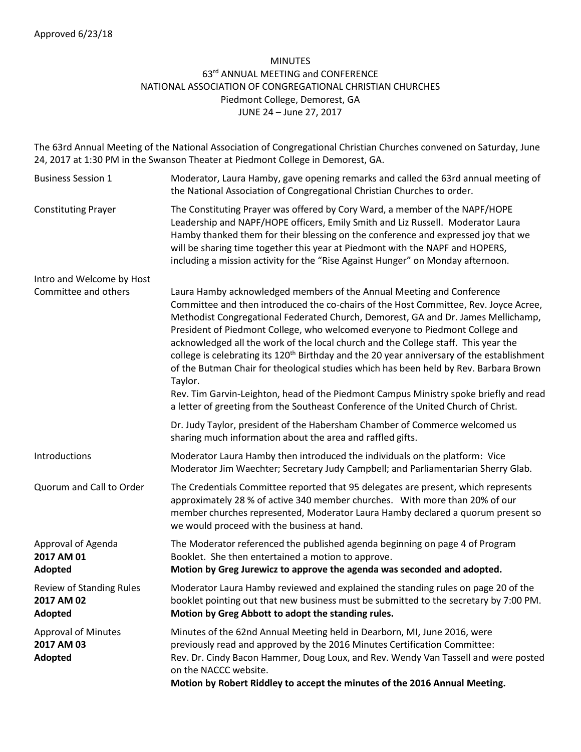Approved 6/23/18

# MINUTES
## 63rd ANNUAL MEETING and CONFERENCE
## NATIONAL ASSOCIATION OF CONGREGATIONAL CHRISTIAN CHURCHES
Piedmont College, Demorest, GA
JUNE 24 – June 27, 2017

The 63rd Annual Meeting of the National Association of Congregational Christian Churches convened on Saturday, June 24, 2017 at 1:30 PM in the Swanson Theater at Piedmont College in Demorest, GA.

| | |
|---|---|
| Business Session 1 | Moderator, Laura Hamby, gave opening remarks and called the 63rd annual meeting of the National Association of Congregational Christian Churches to order. |
| Constituting Prayer | The Constituting Prayer was offered by Cory Ward, a member of the NAPF/HOPE Leadership and NAPF/HOPE officers, Emily Smith and Liz Russell. Moderator Laura Hamby thanked them for their blessing on the conference and expressed joy that we will be sharing time together this year at Piedmont with the NAPF and HOPERS, including a mission activity for the "Rise Against Hunger" on Monday afternoon. |
| Intro and Welcome by Host Committee and others | Laura Hamby acknowledged members of the Annual Meeting and Conference Committee and then introduced the co-chairs of the Host Committee, Rev. Joyce Acree, Methodist Congregational Federated Church, Demorest, GA and Dr. James Mellichamp, President of Piedmont College, who welcomed everyone to Piedmont College and acknowledged all the work of the local church and the College staff. This year the college is celebrating its 120th Birthday and the 20 year anniversary of the establishment of the Butman Chair for theological studies which has been held by Rev. Barbara Brown Taylor.<br>Rev. Tim Garvin-Leighton, head of the Piedmont Campus Ministry spoke briefly and read a letter of greeting from the Southeast Conference of the United Church of Christ.<br><br>Dr. Judy Taylor, president of the Habersham Chamber of Commerce welcomed us sharing much information about the area and raffled gifts. |
| Introductions | Moderator Laura Hamby then introduced the individuals on the platform: Vice Moderator Jim Waechter; Secretary Judy Campbell; and Parliamentarian Sherry Glab. |
| Quorum and Call to Order | The Credentials Committee reported that 95 delegates are present, which represents approximately 28 % of active 340 member churches. With more than 20% of our member churches represented, Moderator Laura Hamby declared a quorum present so we would proceed with the business at hand. |
| Approval of Agenda<br>**2017 AM 01**<br>**Adopted** | The Moderator referenced the published agenda beginning on page 4 of Program Booklet. She then entertained a motion to approve.<br>**Motion by Greg Jurewicz to approve the agenda was seconded and adopted.** |
| Review of Standing Rules<br>**2017 AM 02**<br>**Adopted** | Moderator Laura Hamby reviewed and explained the standing rules on page 20 of the booklet pointing out that new business must be submitted to the secretary by 7:00 PM.<br>**Motion by Greg Abbott to adopt the standing rules.** |
| Approval of Minutes<br>**2017 AM 03**<br>**Adopted** | Minutes of the 62nd Annual Meeting held in Dearborn, MI, June 2016, were previously read and approved by the 2016 Minutes Certification Committee: Rev. Dr. Cindy Bacon Hammer, Doug Loux, and Rev. Wendy Van Tassell and were posted on the NACCC website.<br>**Motion by Robert Riddley to accept the minutes of the 2016 Annual Meeting.** |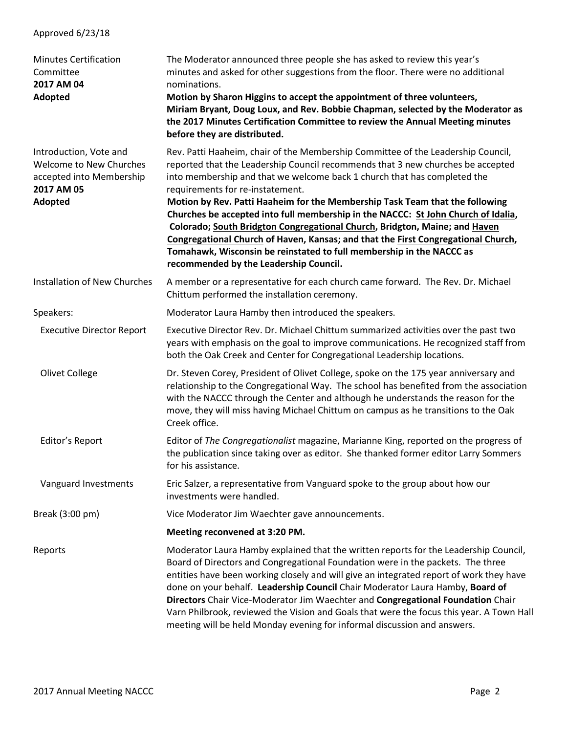Approved 6/23/18

| | |
|---|---|
| Minutes Certification Committee<br>**2017 AM 04**<br>**Adopted** | The Moderator announced three people she has asked to review this year's minutes and asked for other suggestions from the floor. There were no additional nominations.<br>**Motion by Sharon Higgins to accept the appointment of three volunteers, Miriam Bryant, Doug Loux, and Rev. Bobbie Chapman, selected by the Moderator as the 2017 Minutes Certification Committee to review the Annual Meeting minutes before they are distributed.** |
| Introduction, Vote and Welcome to New Churches accepted into Membership<br>**2017 AM 05**<br>**Adopted** | Rev. Patti Haaheim, chair of the Membership Committee of the Leadership Council, reported that the Leadership Council recommends that 3 new churches be accepted into membership and that we welcome back 1 church that has completed the requirements for re-instatement.<br>**Motion by Rev. Patti Haaheim for the Membership Task Team that the following Churches be accepted into full membership in the NACCC: <u>St John Church of Idalia</u>, Colorado; <u>South Bridgton Congregational Church</u>, Bridgton, Maine; and <u>Haven Congregational Church</u> of Haven, Kansas; and that the <u>First Congregational Church</u>, Tomahawk, Wisconsin be reinstated to full membership in the NACCC as recommended by the Leadership Council.** |
| Installation of New Churches | A member or a representative for each church came forward. The Rev. Dr. Michael Chittum performed the installation ceremony. |
| Speakers: | Moderator Laura Hamby then introduced the speakers. |
| Executive Director Report | Executive Director Rev. Dr. Michael Chittum summarized activities over the past two years with emphasis on the goal to improve communications. He recognized staff from both the Oak Creek and Center for Congregational Leadership locations. |
| Olivet College | Dr. Steven Corey, President of Olivet College, spoke on the 175 year anniversary and relationship to the Congregational Way. The school has benefited from the association with the NACCC through the Center and although he understands the reason for the move, they will miss having Michael Chittum on campus as he transitions to the Oak Creek office. |
| Editor's Report | Editor of *The Congregationalist* magazine, Marianne King, reported on the progress of the publication since taking over as editor. She thanked former editor Larry Sommers for his assistance. |
| Vanguard Investments | Eric Salzer, a representative from Vanguard spoke to the group about how our investments were handled. |
| Break (3:00 pm) | Vice Moderator Jim Waechter gave announcements. |
| | **Meeting reconvened at 3:20 PM.** |
| Reports | Moderator Laura Hamby explained that the written reports for the Leadership Council, Board of Directors and Congregational Foundation were in the packets. The three entities have been working closely and will give an integrated report of work they have done on your behalf. **Leadership Council** Chair Moderator Laura Hamby, **Board of Directors** Chair Vice-Moderator Jim Waechter and **Congregational Foundation** Chair Varn Philbrook, reviewed the Vision and Goals that were the focus this year. A Town Hall meeting will be held Monday evening for informal discussion and answers. |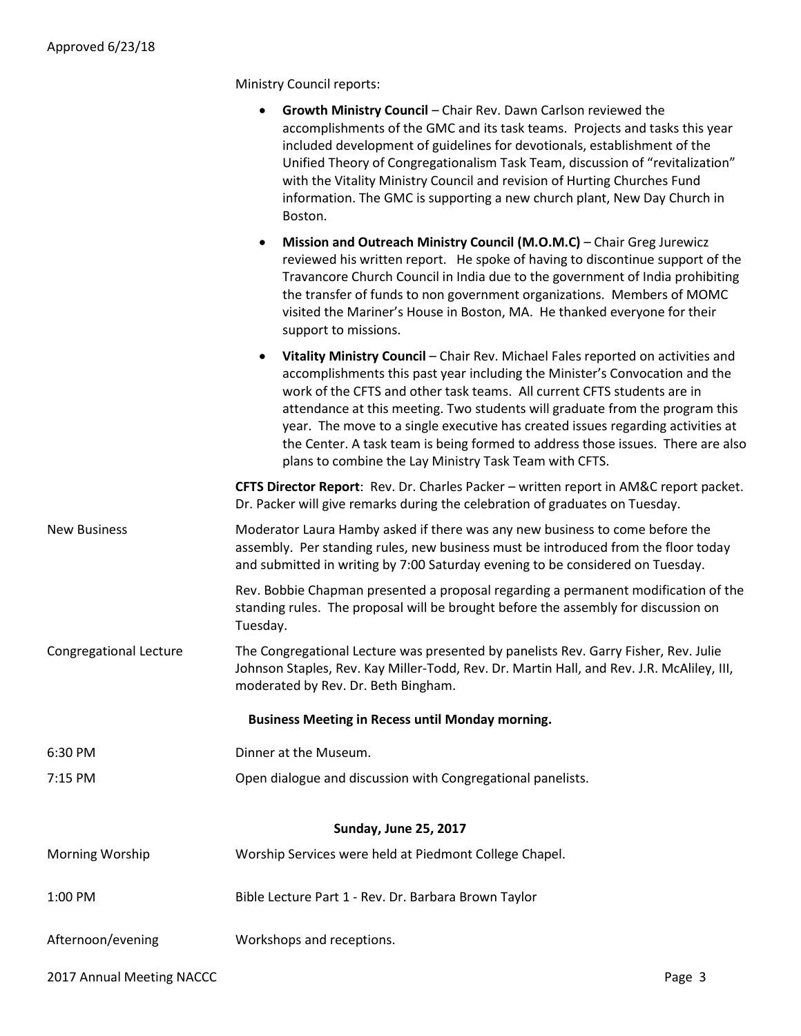Ministry Council reports:

- **Growth Ministry Council** – Chair Rev. Dawn Carlson reviewed the accomplishments of the GMC and its task teams. Projects and tasks this year included development of guidelines for devotionals, establishment of the Unified Theory of Congregationalism Task Team, discussion of "revitalization" with the Vitality Ministry Council and revision of Hurting Churches Fund information. The GMC is supporting a new church plant, New Day Church in Boston.
- **Mission and Outreach Ministry Council (M.O.M.C)** – Chair Greg Jurewicz reviewed his written report. He spoke of having to discontinue support of the Travancore Church Council in India due to the government of India prohibiting the transfer of funds to non government organizations. Members of MOMC visited the Mariner's House in Boston, MA. He thanked everyone for their support to missions.
- **Vitality Ministry Council** – Chair Rev. Michael Fales reported on activities and accomplishments this past year including the Minister's Convocation and the work of the CFTS and other task teams. All current CFTS students are in attendance at this meeting. Two students will graduate from the program this year. The move to a single executive has created issues regarding activities at the Center. A task team is being formed to address those issues. There are also plans to combine the Lay Ministry Task Team with CFTS.

**CFTS Director Report**: Rev. Dr. Charles Packer – written report in AM&C report packet. Dr. Packer will give remarks during the celebration of graduates on Tuesday.

New Business — Moderator Laura Hamby asked if there was any new business to come before the assembly. Per standing rules, new business must be introduced from the floor today and submitted in writing by 7:00 Saturday evening to be considered on Tuesday.

Rev. Bobbie Chapman presented a proposal regarding a permanent modification of the standing rules. The proposal will be brought before the assembly for discussion on Tuesday.

Congregational Lecture — The Congregational Lecture was presented by panelists Rev. Garry Fisher, Rev. Julie Johnson Staples, Rev. Kay Miller-Todd, Rev. Dr. Martin Hall, and Rev. J.R. McAliley, III, moderated by Rev. Dr. Beth Bingham.

**Business Meeting in Recess until Monday morning.**

6:30 PM — Dinner at the Museum.

7:15 PM — Open dialogue and discussion with Congregational panelists.

**Sunday, June 25, 2017**

Morning Worship — Worship Services were held at Piedmont College Chapel.

1:00 PM — Bible Lecture Part 1 - Rev. Dr. Barbara Brown Taylor

Afternoon/evening — Workshops and receptions.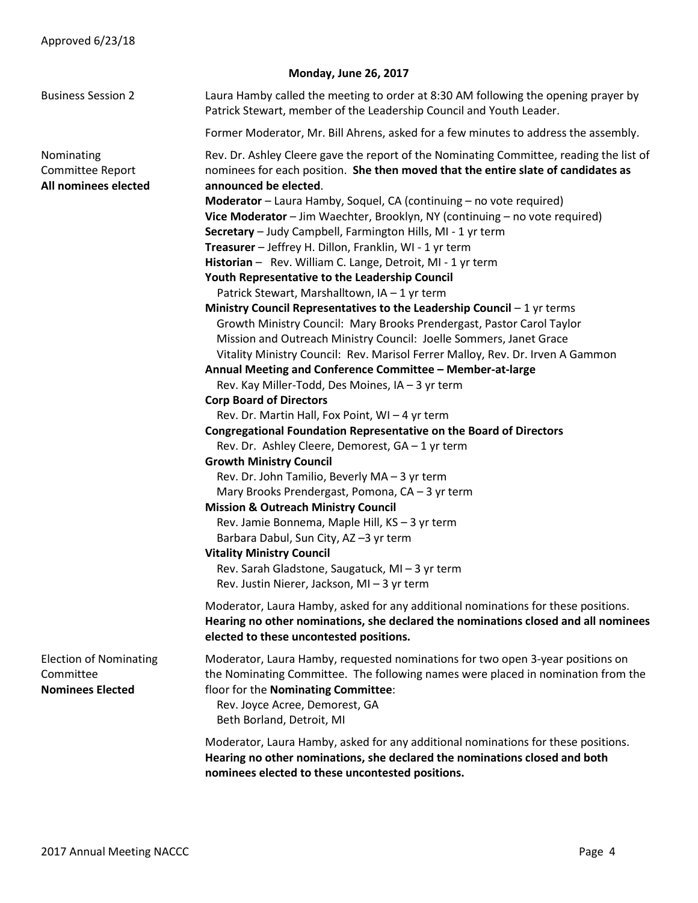Approved 6/23/18

**Monday, June 26, 2017**

**Business Session 2**

Laura Hamby called the meeting to order at 8:30 AM following the opening prayer by Patrick Stewart, member of the Leadership Council and Youth Leader.

Former Moderator, Mr. Bill Ahrens, asked for a few minutes to address the assembly.

**Nominating Committee Report**
**All nominees elected**

Rev. Dr. Ashley Cleere gave the report of the Nominating Committee, reading the list of nominees for each position. **She then moved that the entire slate of candidates as announced be elected**.

**Moderator** – Laura Hamby, Soquel, CA (continuing – no vote required)
**Vice Moderator** – Jim Waechter, Brooklyn, NY (continuing – no vote required)
**Secretary** – Judy Campbell, Farmington Hills, MI - 1 yr term
**Treasurer** – Jeffrey H. Dillon, Franklin, WI - 1 yr term
**Historian** – Rev. William C. Lange, Detroit, MI - 1 yr term
**Youth Representative to the Leadership Council**
Patrick Stewart, Marshalltown, IA – 1 yr term
**Ministry Council Representatives to the Leadership Council** – 1 yr terms
Growth Ministry Council: Mary Brooks Prendergast, Pastor Carol Taylor
Mission and Outreach Ministry Council: Joelle Sommers, Janet Grace
Vitality Ministry Council: Rev. Marisol Ferrer Malloy, Rev. Dr. Irven A Gammon
**Annual Meeting and Conference Committee – Member-at-large**
Rev. Kay Miller-Todd, Des Moines, IA – 3 yr term
**Corp Board of Directors**
Rev. Dr. Martin Hall, Fox Point, WI – 4 yr term
**Congregational Foundation Representative on the Board of Directors**
Rev. Dr. Ashley Cleere, Demorest, GA – 1 yr term
**Growth Ministry Council**
Rev. Dr. John Tamilio, Beverly MA – 3 yr term
Mary Brooks Prendergast, Pomona, CA – 3 yr term
**Mission & Outreach Ministry Council**
Rev. Jamie Bonnema, Maple Hill, KS – 3 yr term
Barbara Dabul, Sun City, AZ –3 yr term
**Vitality Ministry Council**
Rev. Sarah Gladstone, Saugatuck, MI – 3 yr term
Rev. Justin Nierer, Jackson, MI – 3 yr term

Moderator, Laura Hamby, asked for any additional nominations for these positions. **Hearing no other nominations, she declared the nominations closed and all nominees elected to these uncontested positions.**

**Election of Nominating Committee**
**Nominees Elected**

Moderator, Laura Hamby, requested nominations for two open 3-year positions on the Nominating Committee. The following names were placed in nomination from the floor for the **Nominating Committee**:
Rev. Joyce Acree, Demorest, GA
Beth Borland, Detroit, MI

Moderator, Laura Hamby, asked for any additional nominations for these positions. **Hearing no other nominations, she declared the nominations closed and both nominees elected to these uncontested positions.**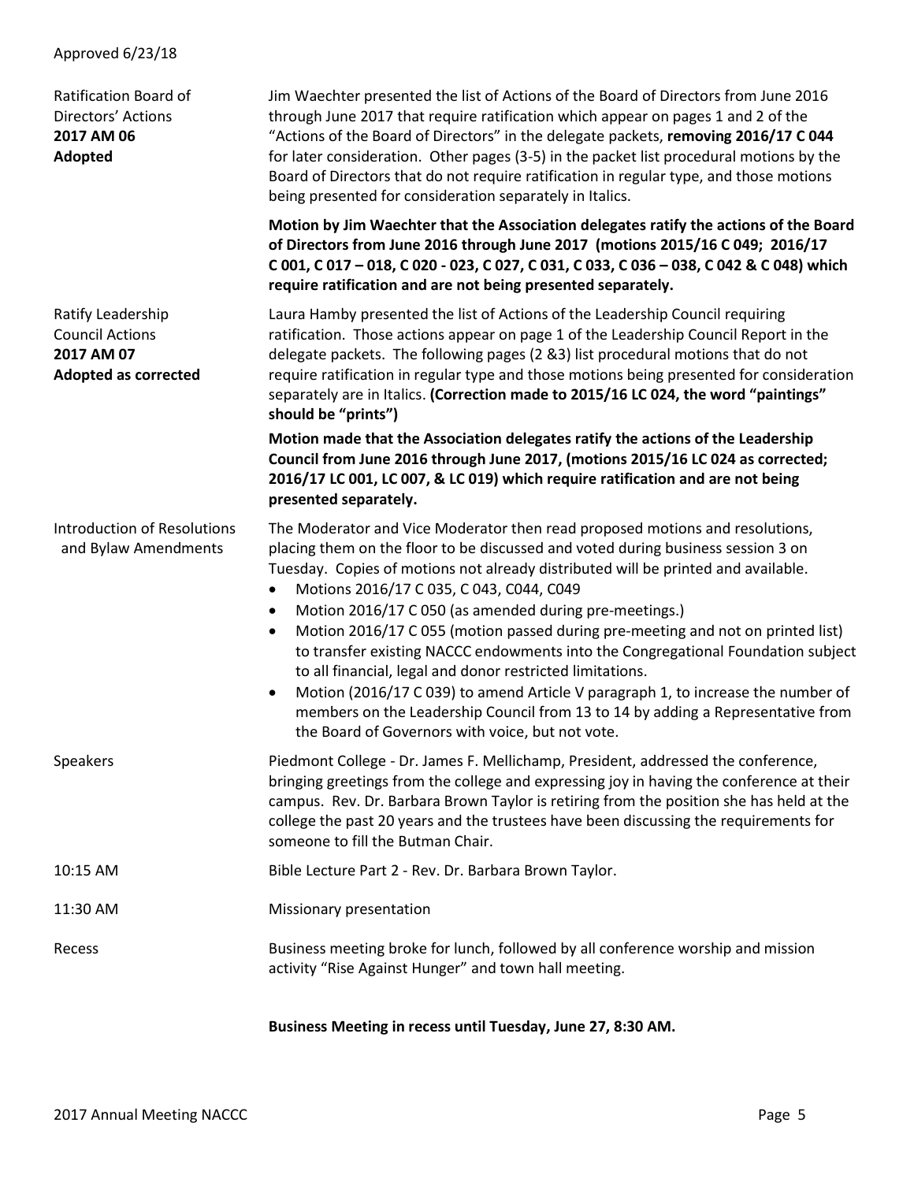Approved 6/23/18

| | |
|---|---|
| Ratification Board of Directors' Actions **2017 AM 06** **Adopted** | Jim Waechter presented the list of Actions of the Board of Directors from June 2016 through June 2017 that require ratification which appear on pages 1 and 2 of the "Actions of the Board of Directors" in the delegate packets, **removing 2016/17 C 044** for later consideration. Other pages (3-5) in the packet list procedural motions by the Board of Directors that do not require ratification in regular type, and those motions being presented for consideration separately in Italics.<br><br>**Motion by Jim Waechter that the Association delegates ratify the actions of the Board of Directors from June 2016 through June 2017 (motions 2015/16 C 049; 2016/17 C 001, C 017 – 018, C 020 - 023, C 027, C 031, C 033, C 036 – 038, C 042 & C 048) which require ratification and are not being presented separately.** |
| Ratify Leadership Council Actions **2017 AM 07** **Adopted as corrected** | Laura Hamby presented the list of Actions of the Leadership Council requiring ratification. Those actions appear on page 1 of the Leadership Council Report in the delegate packets. The following pages (2 &3) list procedural motions that do not require ratification in regular type and those motions being presented for consideration separately are in Italics. **(Correction made to 2015/16 LC 024, the word "paintings" should be "prints")**<br><br>**Motion made that the Association delegates ratify the actions of the Leadership Council from June 2016 through June 2017, (motions 2015/16 LC 024 as corrected; 2016/17 LC 001, LC 007, & LC 019) which require ratification and are not being presented separately.** |
| Introduction of Resolutions and Bylaw Amendments | The Moderator and Vice Moderator then read proposed motions and resolutions, placing them on the floor to be discussed and voted during business session 3 on Tuesday. Copies of motions not already distributed will be printed and available.<br>• Motions 2016/17 C 035, C 043, C044, C049<br>• Motion 2016/17 C 050 (as amended during pre-meetings.)<br>• Motion 2016/17 C 055 (motion passed during pre-meeting and not on printed list) to transfer existing NACCC endowments into the Congregational Foundation subject to all financial, legal and donor restricted limitations.<br>• Motion (2016/17 C 039) to amend Article V paragraph 1, to increase the number of members on the Leadership Council from 13 to 14 by adding a Representative from the Board of Governors with voice, but not vote. |
| Speakers | Piedmont College - Dr. James F. Mellichamp, President, addressed the conference, bringing greetings from the college and expressing joy in having the conference at their campus. Rev. Dr. Barbara Brown Taylor is retiring from the position she has held at the college the past 20 years and the trustees have been discussing the requirements for someone to fill the Butman Chair. |
| 10:15 AM | Bible Lecture Part 2 - Rev. Dr. Barbara Brown Taylor. |
| 11:30 AM | Missionary presentation |
| Recess | Business meeting broke for lunch, followed by all conference worship and mission activity "Rise Against Hunger" and town hall meeting. |

**Business Meeting in recess until Tuesday, June 27, 8:30 AM.**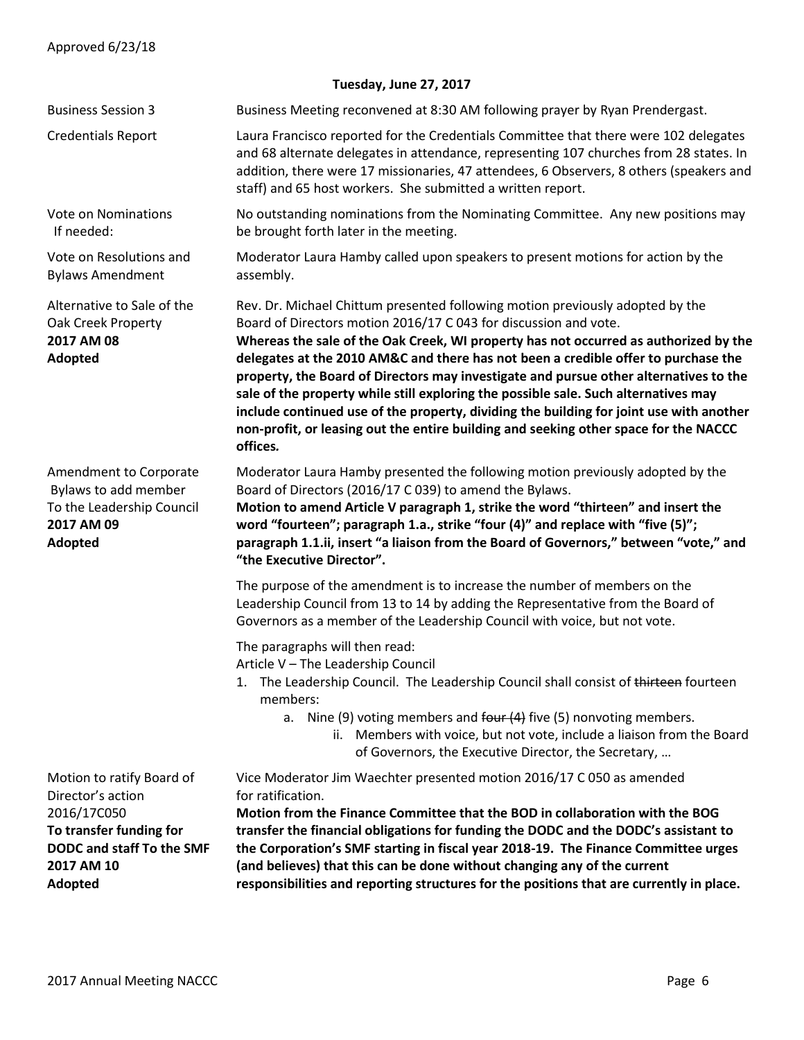Approved 6/23/18

**Tuesday, June 27, 2017**

| | |
|---|---|
| Business Session 3 | Business Meeting reconvened at 8:30 AM following prayer by Ryan Prendergast. |
| Credentials Report | Laura Francisco reported for the Credentials Committee that there were 102 delegates and 68 alternate delegates in attendance, representing 107 churches from 28 states. In addition, there were 17 missionaries, 47 attendees, 6 Observers, 8 others (speakers and staff) and 65 host workers. She submitted a written report. |
| Vote on Nominations If needed: | No outstanding nominations from the Nominating Committee. Any new positions may be brought forth later in the meeting. |
| Vote on Resolutions and Bylaws Amendment | Moderator Laura Hamby called upon speakers to present motions for action by the assembly. |
| Alternative to Sale of the Oak Creek Property **2017 AM 08** **Adopted** | Rev. Dr. Michael Chittum presented following motion previously adopted by the Board of Directors motion 2016/17 C 043 for discussion and vote. **Whereas the sale of the Oak Creek, WI property has not occurred as authorized by the delegates at the 2010 AM&C and there has not been a credible offer to purchase the property, the Board of Directors may investigate and pursue other alternatives to the sale of the property while still exploring the possible sale. Such alternatives may include continued use of the property, dividing the building for joint use with another non-profit, or leasing out the entire building and seeking other space for the NACCC offices.** |
| Amendment to Corporate Bylaws to add member To the Leadership Council **2017 AM 09** **Adopted** | Moderator Laura Hamby presented the following motion previously adopted by the Board of Directors (2016/17 C 039) to amend the Bylaws. **Motion to amend Article V paragraph 1, strike the word "thirteen" and insert the word "fourteen"; paragraph 1.a., strike "four (4)" and replace with "five (5)"; paragraph 1.1.ii, insert "a liaison from the Board of Governors," between "vote," and "the Executive Director".** |

The purpose of the amendment is to increase the number of members on the Leadership Council from 13 to 14 by adding the Representative from the Board of Governors as a member of the Leadership Council with voice, but not vote.

The paragraphs will then read:

Article V – The Leadership Council

1. The Leadership Council. The Leadership Council shall consist of ~~thirteen~~ fourteen members:
   a. Nine (9) voting members and ~~four (4)~~ five (5) nonvoting members.
      ii. Members with voice, but not vote, include a liaison from the Board of Governors, the Executive Director, the Secretary, …

| | |
|---|---|
| Motion to ratify Board of Director's action 2016/17C050 **To transfer funding for DODC and staff To the SMF** **2017 AM 10** **Adopted** | Vice Moderator Jim Waechter presented motion 2016/17 C 050 as amended for ratification. **Motion from the Finance Committee that the BOD in collaboration with the BOG transfer the financial obligations for funding the DODC and the DODC's assistant to the Corporation's SMF starting in fiscal year 2018-19. The Finance Committee urges (and believes) that this can be done without changing any of the current responsibilities and reporting structures for the positions that are currently in place.** |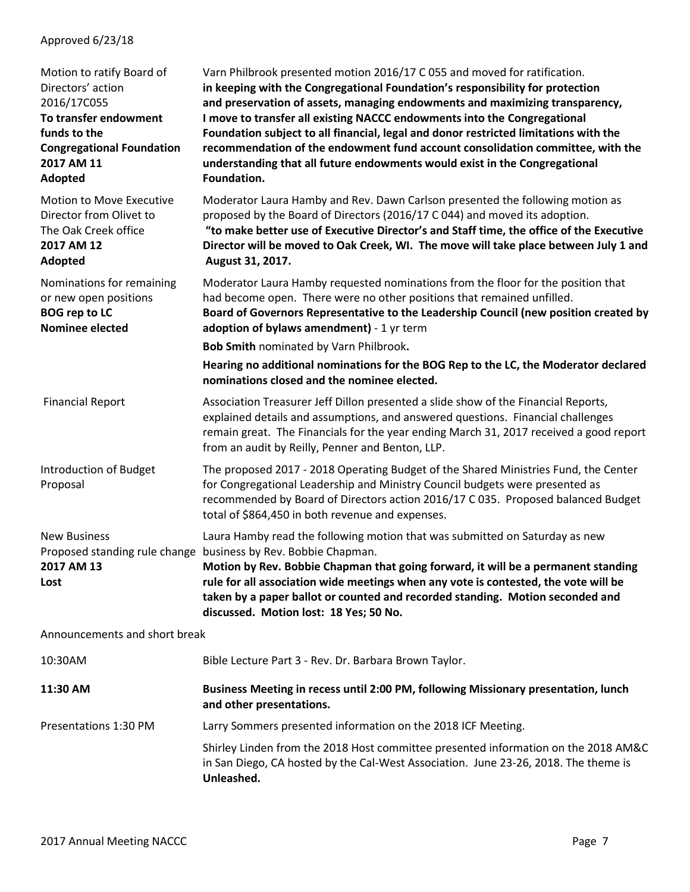Approved 6/23/18

| | |
|---|---|
| Motion to ratify Board of Directors' action 2016/17C055<br>**To transfer endowment funds to the Congregational Foundation**<br>**2017 AM 11**<br>**Adopted** | Varn Philbrook presented motion 2016/17 C 055 and moved for ratification.<br>**in keeping with the Congregational Foundation's responsibility for protection and preservation of assets, managing endowments and maximizing transparency, I move to transfer all existing NACCC endowments into the Congregational Foundation subject to all financial, legal and donor restricted limitations with the recommendation of the endowment fund account consolidation committee, with the understanding that all future endowments would exist in the Congregational Foundation.** |
| Motion to Move Executive Director from Olivet to The Oak Creek office<br>**2017 AM 12**<br>**Adopted** | Moderator Laura Hamby and Rev. Dawn Carlson presented the following motion as proposed by the Board of Directors (2016/17 C 044) and moved its adoption.<br>**"to make better use of Executive Director's and Staff time, the office of the Executive Director will be moved to Oak Creek, WI. The move will take place between July 1 and August 31, 2017.** |
| Nominations for remaining or new open positions<br>**BOG rep to LC**<br>**Nominee elected** | Moderator Laura Hamby requested nominations from the floor for the position that had become open. There were no other positions that remained unfilled.<br>**Board of Governors Representative to the Leadership Council (new position created by adoption of bylaws amendment)** - 1 yr term<br>**Bob Smith** nominated by Varn Philbrook**.**<br>**Hearing no additional nominations for the BOG Rep to the LC, the Moderator declared nominations closed and the nominee elected.** |
| Financial Report | Association Treasurer Jeff Dillon presented a slide show of the Financial Reports, explained details and assumptions, and answered questions. Financial challenges remain great. The Financials for the year ending March 31, 2017 received a good report from an audit by Reilly, Penner and Benton, LLP. |
| Introduction of Budget Proposal | The proposed 2017 - 2018 Operating Budget of the Shared Ministries Fund, the Center for Congregational Leadership and Ministry Council budgets were presented as recommended by Board of Directors action 2016/17 C 035. Proposed balanced Budget total of $864,450 in both revenue and expenses. |
| New Business<br>Proposed standing rule change<br>**2017 AM 13**<br>**Lost** | Laura Hamby read the following motion that was submitted on Saturday as new business by Rev. Bobbie Chapman.<br>**Motion by Rev. Bobbie Chapman that going forward, it will be a permanent standing rule for all association wide meetings when any vote is contested, the vote will be taken by a paper ballot or counted and recorded standing. Motion seconded and discussed. Motion lost: 18 Yes; 50 No.** |

Announcements and short break

| | |
|---|---|
| 10:30AM | Bible Lecture Part 3 - Rev. Dr. Barbara Brown Taylor. |
| **11:30 AM** | **Business Meeting in recess until 2:00 PM, following Missionary presentation, lunch and other presentations.** |
| Presentations 1:30 PM | Larry Sommers presented information on the 2018 ICF Meeting.<br>Shirley Linden from the 2018 Host committee presented information on the 2018 AM&C in San Diego, CA hosted by the Cal-West Association. June 23-26, 2018. The theme is **Unleashed.** |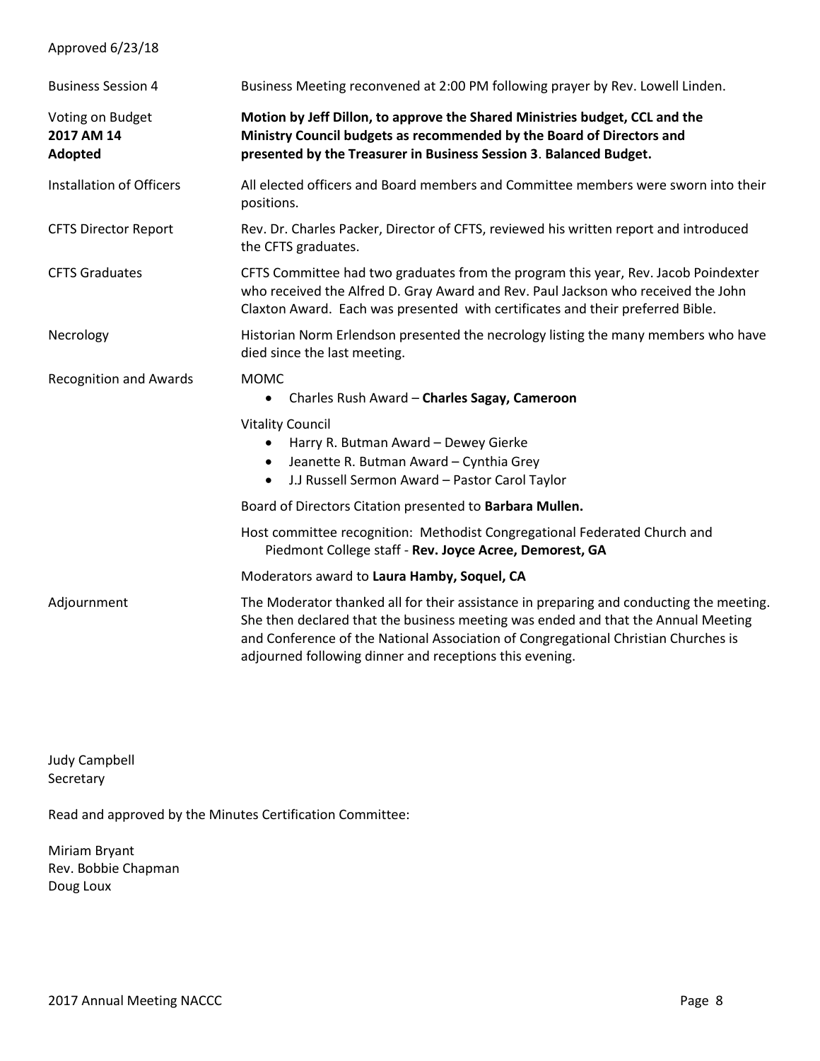Approved 6/23/18

| | |
|---|---|
| Business Session 4 | Business Meeting reconvened at 2:00 PM following prayer by Rev. Lowell Linden. |
| Voting on Budget **2017 AM 14** **Adopted** | **Motion by Jeff Dillon, to approve the Shared Ministries budget, CCL and the Ministry Council budgets as recommended by the Board of Directors and presented by the Treasurer in Business Session 3. Balanced Budget.** |
| Installation of Officers | All elected officers and Board members and Committee members were sworn into their positions. |
| CFTS Director Report | Rev. Dr. Charles Packer, Director of CFTS, reviewed his written report and introduced the CFTS graduates. |
| CFTS Graduates | CFTS Committee had two graduates from the program this year, Rev. Jacob Poindexter who received the Alfred D. Gray Award and Rev. Paul Jackson who received the John Claxton Award. Each was presented with certificates and their preferred Bible. |
| Necrology | Historian Norm Erlendson presented the necrology listing the many members who have died since the last meeting. |
| Recognition and Awards | MOMC<br>• Charles Rush Award – **Charles Sagay, Cameroon**<br><br>Vitality Council<br>• Harry R. Butman Award – Dewey Gierke<br>• Jeanette R. Butman Award – Cynthia Grey<br>• J.J Russell Sermon Award – Pastor Carol Taylor<br><br>Board of Directors Citation presented to **Barbara Mullen.**<br><br>Host committee recognition: Methodist Congregational Federated Church and Piedmont College staff - **Rev. Joyce Acree, Demorest, GA**<br><br>Moderators award to **Laura Hamby, Soquel, CA** |
| Adjournment | The Moderator thanked all for their assistance in preparing and conducting the meeting. She then declared that the business meeting was ended and that the Annual Meeting and Conference of the National Association of Congregational Christian Churches is adjourned following dinner and receptions this evening. |

Judy Campbell
Secretary

Read and approved by the Minutes Certification Committee:

Miriam Bryant
Rev. Bobbie Chapman
Doug Loux